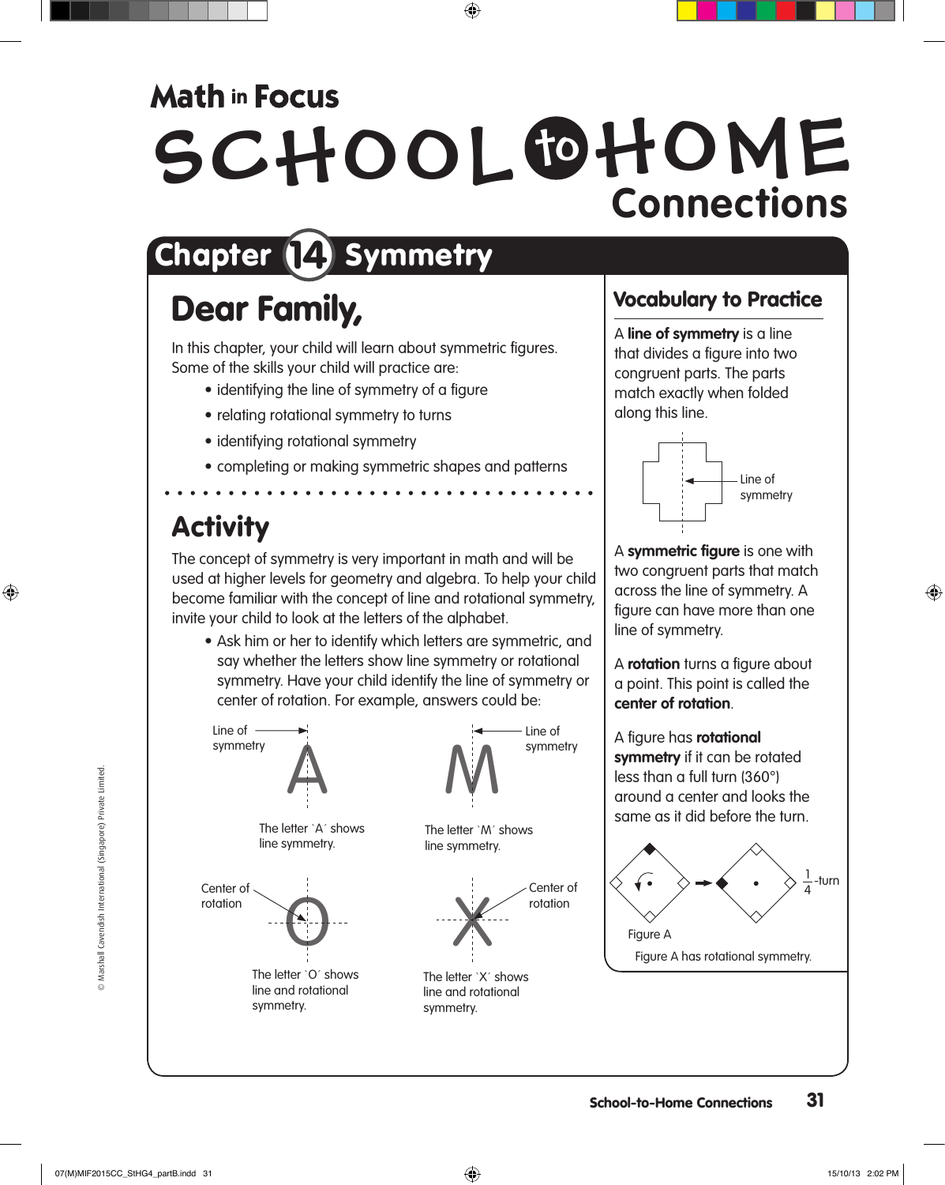# Math in Focus

# SCHOOL to HOME Connections

## Chapter 14 Symmetry

## Dear Family,

In this chapter, your child will learn about symmetric figures. Some of the skills your child will practice are:

- identifying the line of symmetry of a figure
- relating rotational symmetry to turns
- identifying rotational symmetry
- completing or making symmetric shapes and patterns

## Activity

The concept of symmetry is very important in math and will be used at higher levels for geometry and algebra. To help your child become familiar with the concept of line and rotational symmetry, invite your child to look at the letters of the alphabet.

- Ask him or her to identify which letters are symmetric, and say whether the letters show line symmetry or rotational symmetry. Have your child identify the line of symmetry or center of rotation. For example, answers could be:

Line of symmetry

The letter `A´ shows line symmetry.

Line of symmetry

The letter `M´ shows line symmetry.

Center of rotation

The letter `O´ shows line and rotational symmetry.

Center of rotation

The letter `X´ shows line and rotational symmetry.

## Vocabulary to Practice

A **line of symmetry** is a line that divides a figure into two congruent parts. The parts match exactly when folded along this line.

Line of symmetry

A **symmetric figure** is one with two congruent parts that match across the line of symmetry. A figure can have more than one line of symmetry.

A **rotation** turns a figure about a point. This point is called the **center of rotation**.

A figure has **rotational symmetry** if it can be rotated less than a full turn (360°) around a center and looks the same as it did before the turn.

Figure A

$\frac{1}{4}$-turn

Figure A has rotational symmetry.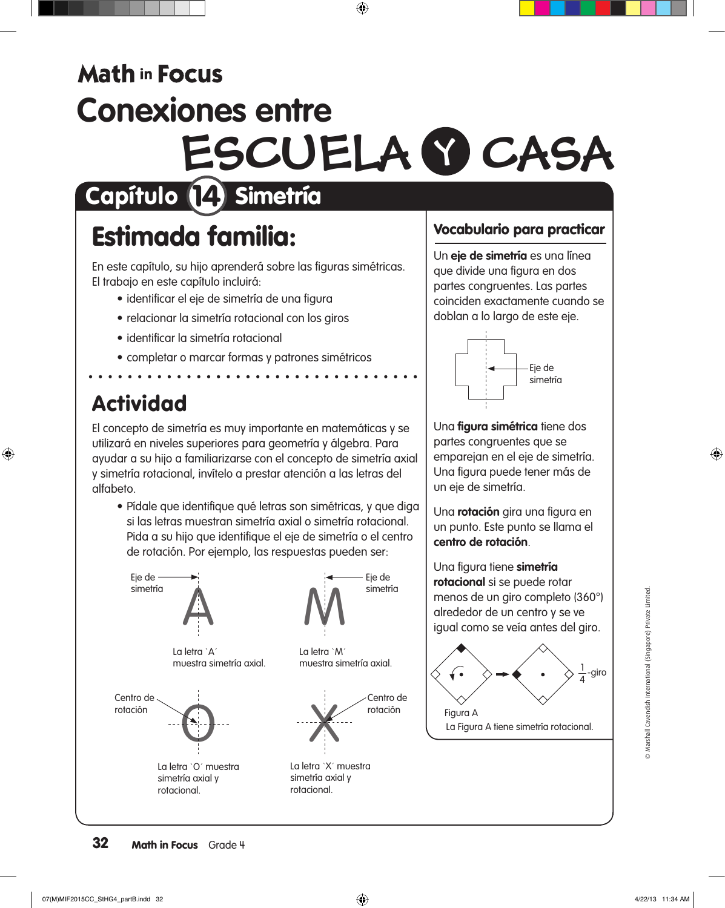# Math in Focus

# Conexiones entre ESCUELA Y CASA

## Capítulo 14 Simetría

## Estimada familia:

En este capítulo, su hijo aprenderá sobre las figuras simétricas. El trabajo en este capítulo incluirá:

- identificar el eje de simetría de una figura
- relacionar la simetría rotacional con los giros
- identificar la simetría rotacional
- completar o marcar formas y patrones simétricos

## Actividad

El concepto de simetría es muy importante en matemáticas y se utilizará en niveles superiores para geometría y álgebra. Para ayudar a su hijo a familiarizarse con el concepto de simetría axial y simetría rotacional, invítelo a prestar atención a las letras del alfabeto.

- Pídale que identifique qué letras son simétricas, y que diga si las letras muestran simetría axial o simetría rotacional. Pida a su hijo que identifique el eje de simetría o el centro de rotación. Por ejemplo, las respuestas pueden ser:

Eje de simetría

A

La letra `A´ muestra simetría axial.

Eje de simetría

M

La letra `M´ muestra simetría axial.

Centro de rotación

O

La letra `O´ muestra simetría axial y rotacional.

Centro de rotación

X

La letra `X´ muestra simetría axial y rotacional.

## Vocabulario para practicar

Un **eje de simetría** es una línea que divide una figura en dos partes congruentes. Las partes coinciden exactamente cuando se doblan a lo largo de este eje.

Eje de simetría

Una **figura simétrica** tiene dos partes congruentes que se emparejan en el eje de simetría. Una figura puede tener más de un eje de simetría.

Una **rotación** gira una figura en un punto. Este punto se llama el **centro de rotación**.

Una figura tiene **simetría rotacional** si se puede rotar menos de un giro completo (360°) alrededor de un centro y se ve igual como se veía antes del giro.

$\frac{1}{4}$-giro

Figura A

La Figura A tiene simetría rotacional.

© Marshall Cavendish International (Singapore) Private Limited.